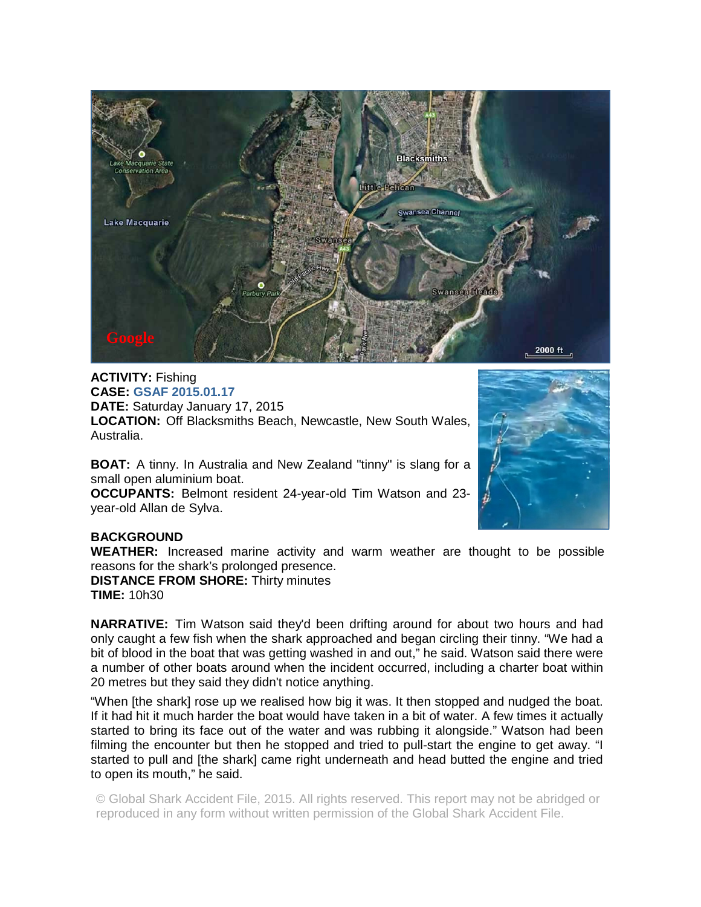**ACTIVITY:** Fishing
**CASE:** GSAF 2015.01.17
**DATE:** Saturday January 17, 2015
**LOCATION:** Off Blacksmiths Beach, Newcastle, New South Wales, Australia.

**BOAT:** A tinny. In Australia and New Zealand "tinny" is slang for a small open aluminium boat.
**OCCUPANTS:** Belmont resident 24-year-old Tim Watson and 23-year-old Allan de Sylva.

**BACKGROUND**
**WEATHER:** Increased marine activity and warm weather are thought to be possible reasons for the shark's prolonged presence.
**DISTANCE FROM SHORE:** Thirty minutes
**TIME:** 10h30

**NARRATIVE:** Tim Watson said they'd been drifting around for about two hours and had only caught a few fish when the shark approached and began circling their tinny. "We had a bit of blood in the boat that was getting washed in and out," he said. Watson said there were a number of other boats around when the incident occurred, including a charter boat within 20 metres but they said they didn't notice anything.

"When [the shark] rose up we realised how big it was. It then stopped and nudged the boat. If it had hit it much harder the boat would have taken in a bit of water. A few times it actually started to bring its face out of the water and was rubbing it alongside." Watson had been filming the encounter but then he stopped and tried to pull-start the engine to get away. "I started to pull and [the shark] came right underneath and head butted the engine and tried to open its mouth," he said.

© Global Shark Accident File, 2015. All rights reserved. This report may not be abridged or reproduced in any form without written permission of the Global Shark Accident File.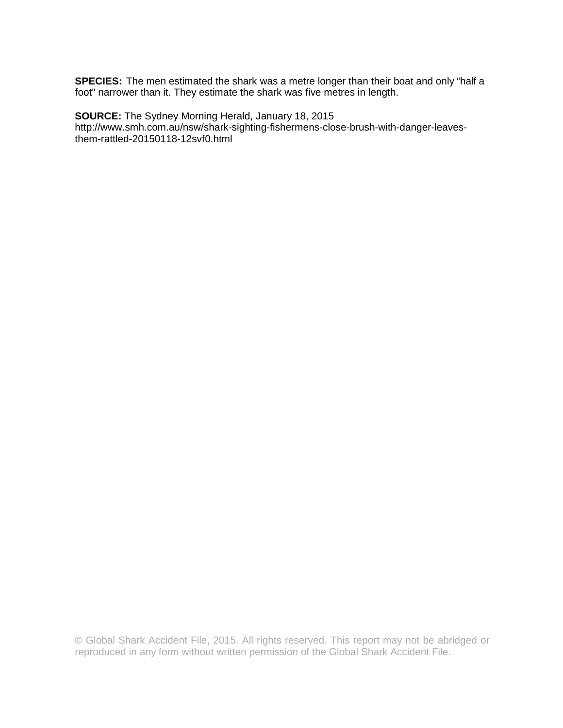**SPECIES:** The men estimated the shark was a metre longer than their boat and only “half a foot” narrower than it. They estimate the shark was five metres in length.

**SOURCE:** The Sydney Morning Herald, January 18, 2015
http://www.smh.com.au/nsw/shark-sighting-fishermens-close-brush-with-danger-leaves-them-rattled-20150118-12svf0.html

© Global Shark Accident File, 2015. All rights reserved. This report may not be abridged or reproduced in any form without written permission of the Global Shark Accident File.